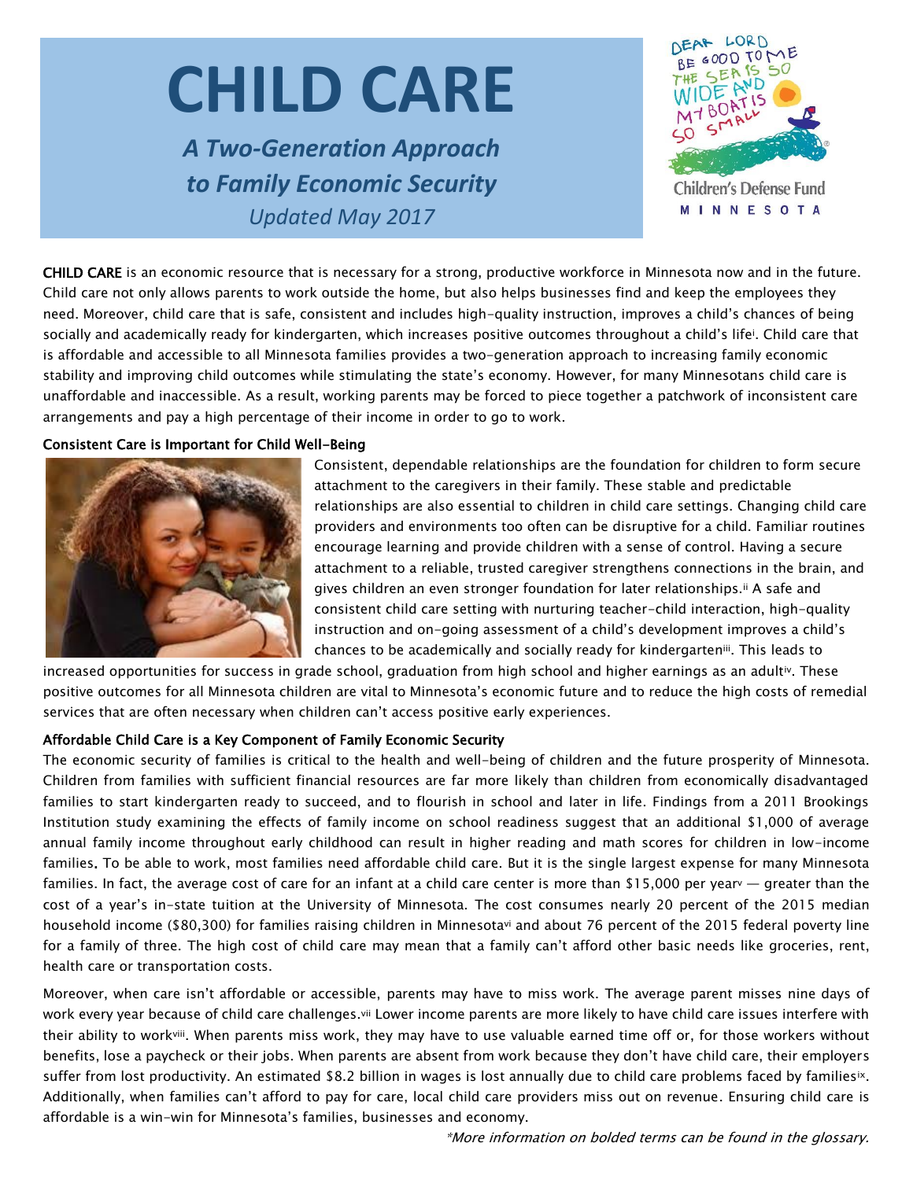# CHILD CARE

## *A Two-Generation Approach to Family Economic Security*

*Updated May 2017*

DEAR LORD BE GOOD TO ME THE SEA IS SO WIDE AND MY BOAT IS SO SMALL

Children's Defense Fund MINNESOTA

**CHILD CARE** is an economic resource that is necessary for a strong, productive workforce in Minnesota now and in the future. Child care not only allows parents to work outside the home, but also helps businesses find and keep the employees they need. Moreover, child care that is safe, consistent and includes high-quality instruction, improves a child's chances of being socially and academically ready for kindergarten, which increases positive outcomes throughout a child's life[i]. Child care that is affordable and accessible to all Minnesota families provides a two-generation approach to increasing family economic stability and improving child outcomes while stimulating the state's economy. However, for many Minnesotans child care is unaffordable and inaccessible. As a result, working parents may be forced to piece together a patchwork of inconsistent care arrangements and pay a high percentage of their income in order to go to work.

### Consistent Care is Important for Child Well-Being

Consistent, dependable relationships are the foundation for children to form secure attachment to the caregivers in their family. These stable and predictable relationships are also essential to children in child care settings. Changing child care providers and environments too often can be disruptive for a child. Familiar routines encourage learning and provide children with a sense of control. Having a secure attachment to a reliable, trusted caregiver strengthens connections in the brain, and gives children an even stronger foundation for later relationships.[ii] A safe and consistent child care setting with nurturing teacher-child interaction, high-quality instruction and on-going assessment of a child's development improves a child's chances to be academically and socially ready for kindergarten[iii]. This leads to increased opportunities for success in grade school, graduation from high school and higher earnings as an adult[iv]. These positive outcomes for all Minnesota children are vital to Minnesota's economic future and to reduce the high costs of remedial services that are often necessary when children can't access positive early experiences.

### Affordable Child Care is a Key Component of Family Economic Security

The economic security of families is critical to the health and well-being of children and the future prosperity of Minnesota. Children from families with sufficient financial resources are far more likely than children from economically disadvantaged families to start kindergarten ready to succeed, and to flourish in school and later in life. Findings from a 2011 Brookings Institution study examining the effects of family income on school readiness suggest that an additional $1,000 of average annual family income throughout early childhood can result in higher reading and math scores for children in low-income families. To be able to work, most families need affordable child care. But it is the single largest expense for many Minnesota families. In fact, the average cost of care for an infant at a child care center is more than $15,000 per year[v] — greater than the cost of a year's in-state tuition at the University of Minnesota. The cost consumes nearly 20 percent of the 2015 median household income ($80,300) for families raising children in Minnesota[vi] and about 76 percent of the 2015 federal poverty line for a family of three. The high cost of child care may mean that a family can't afford other basic needs like groceries, rent, health care or transportation costs.

Moreover, when care isn't affordable or accessible, parents may have to miss work. The average parent misses nine days of work every year because of child care challenges.[vii] Lower income parents are more likely to have child care issues interfere with their ability to work[viii]. When parents miss work, they may have to use valuable earned time off or, for those workers without benefits, lose a paycheck or their jobs. When parents are absent from work because they don't have child care, their employers suffer from lost productivity. An estimated $8.2 billion in wages is lost annually due to child care problems faced by families[ix]. Additionally, when families can't afford to pay for care, local child care providers miss out on revenue. Ensuring child care is affordable is a win-win for Minnesota's families, businesses and economy.

*\*More information on bolded terms can be found in the glossary.*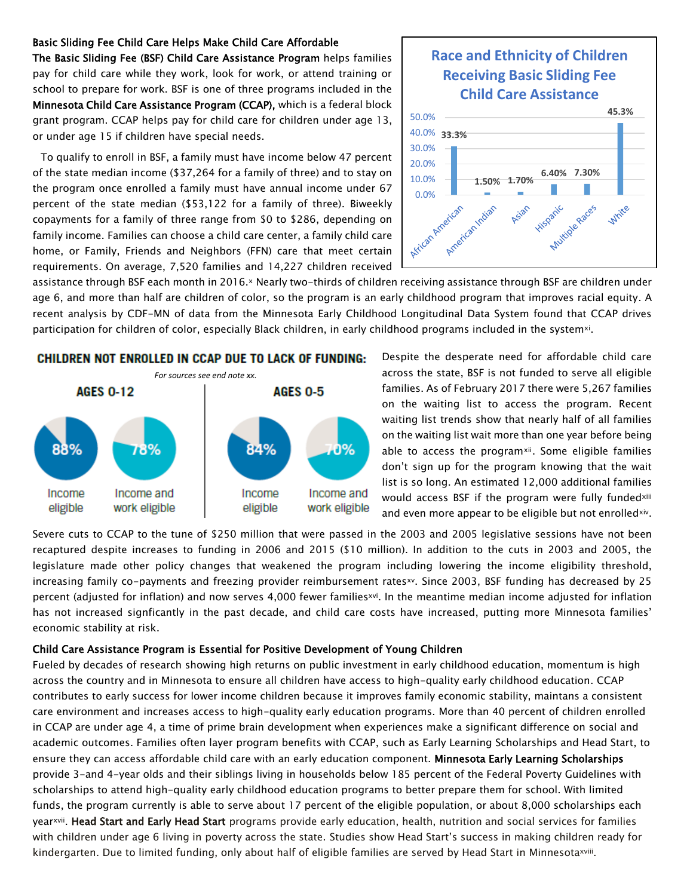### Basic Sliding Fee Child Care Helps Make Child Care Affordable

**The Basic Sliding Fee (BSF) Child Care Assistance Program** helps families pay for child care while they work, look for work, or attend training or school to prepare for work. BSF is one of three programs included in the **Minnesota Child Care Assistance Program (CCAP),** which is a federal block grant program. CCAP helps pay for child care for children under age 13, or under age 15 if children have special needs.

To qualify to enroll in BSF, a family must have income below 47 percent of the state median income ($37,264 for a family of three) and to stay on the program once enrolled a family must have annual income under 67 percent of the state median ($53,122 for a family of three). Biweekly copayments for a family of three range from $0 to $286, depending on family income. Families can choose a child care center, a family child care home, or Family, Friends and Neighbors (FFN) care that meet certain requirements. On average, 7,520 families and 14,227 children received assistance through BSF each month in 2016.[x] Nearly two-thirds of children receiving assistance through BSF are children under age 6, and more than half are children of color, so the program is an early childhood program that improves racial equity. A recent analysis by CDF-MN of data from the Minnesota Early Childhood Longitudinal Data System found that CCAP drives participation for children of color, especially Black children, in early childhood programs included in the system[xi].

**Race and Ethnicity of Children Receiving Basic Sliding Fee Child Care Assistance**

| Race/Ethnicity | Percent |
|---|---|
| African American | 33.3% |
| American Indian | 1.50% |
| Asian | 1.70% |
| Hispanic | 6.40% |
| Multiple Races | 7.30% |
| White | 45.3% |

**CHILDREN NOT ENROLLED IN CCAP DUE TO LACK OF FUNDING:**

*For sources see end note xx.*

| | Income eligible | Income and work eligible |
|---|---|---|
| AGES 0-12 | 88% | 78% |
| AGES 0-5 | 84% | 70% |

Despite the desperate need for affordable child care across the state, BSF is not funded to serve all eligible families. As of February 2017 there were 5,267 families on the waiting list to access the program. Recent waiting list trends show that nearly half of all families on the waiting list wait more than one year before being able to access the program[xii]. Some eligible families don't sign up for the program knowing that the wait list is so long. An estimated 12,000 additional families would access BSF if the program were fully funded[xiii] and even more appear to be eligible but not enrolled[xiv].

Severe cuts to CCAP to the tune of $250 million that were passed in the 2003 and 2005 legislative sessions have not been recaptured despite increases to funding in 2006 and 2015 ($10 million). In addition to the cuts in 2003 and 2005, the legislature made other policy changes that weakened the program including lowering the income eligibility threshold, increasing family co-payments and freezing provider reimbursement rates[xv]. Since 2003, BSF funding has decreased by 25 percent (adjusted for inflation) and now serves 4,000 fewer families[xvi]. In the meantime median income adjusted for inflation has not increased signficantly in the past decade, and child care costs have increased, putting more Minnesota families' economic stability at risk.

### Child Care Assistance Program is Essential for Positive Development of Young Children

Fueled by decades of research showing high returns on public investment in early childhood education, momentum is high across the country and in Minnesota to ensure all children have access to high-quality early childhood education. CCAP contributes to early success for lower income children because it improves family economic stability, maintans a consistent care environment and increases access to high-quality early education programs. More than 40 percent of children enrolled in CCAP are under age 4, a time of prime brain development when experiences make a significant difference on social and academic outcomes. Families often layer program benefits with CCAP, such as Early Learning Scholarships and Head Start, to ensure they can access affordable child care with an early education component. **Minnesota Early Learning Scholarships** provide 3-and 4-year olds and their siblings living in households below 185 percent of the Federal Poverty Guidelines with scholarships to attend high-quality early childhood education programs to better prepare them for school. With limited funds, the program currently is able to serve about 17 percent of the eligible population, or about 8,000 scholarships each year[xvii]. **Head Start and Early Head Start** programs provide early education, health, nutrition and social services for families with children under age 6 living in poverty across the state. Studies show Head Start's success in making children ready for kindergarten. Due to limited funding, only about half of eligible families are served by Head Start in Minnesota[xviii].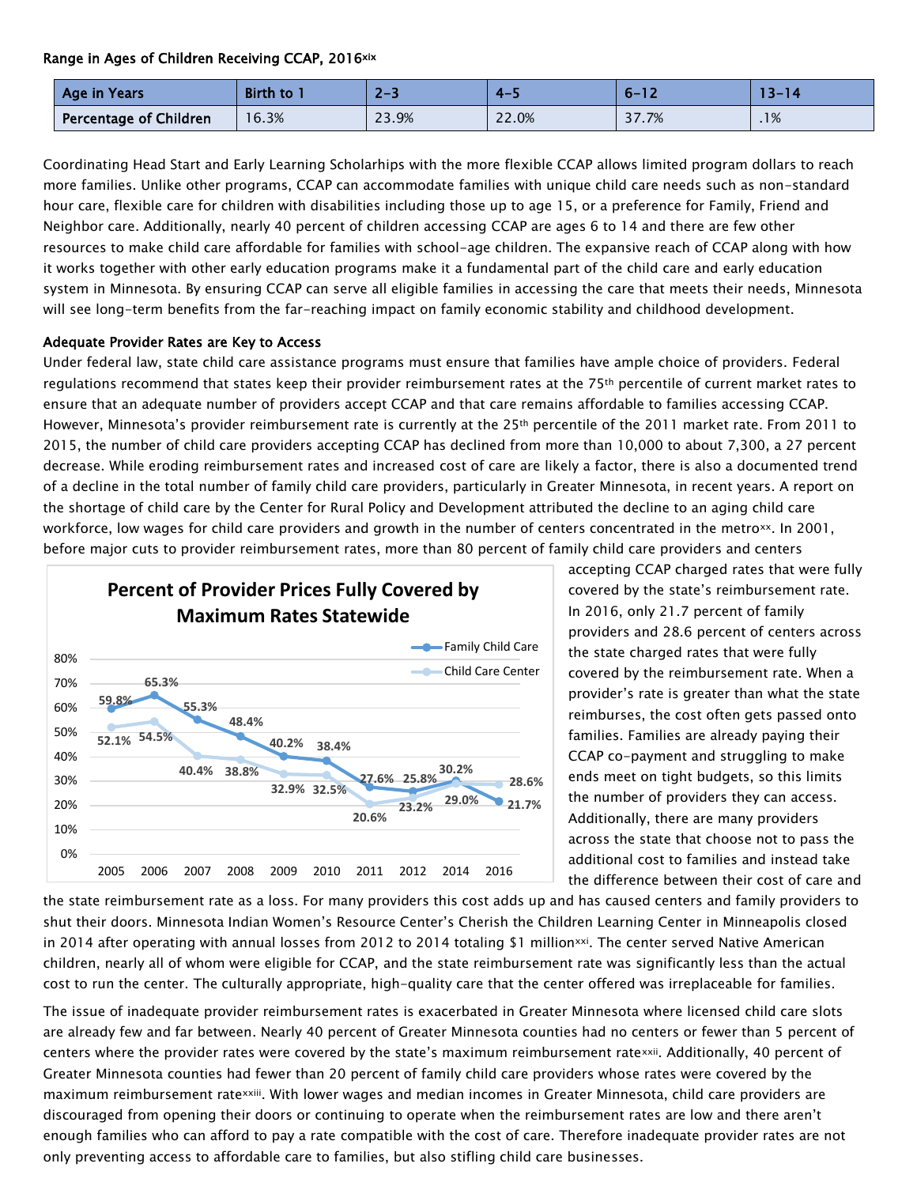**Range in Ages of Children Receiving CCAP, 2016**[xix]

| Age in Years | Birth to 1 | 2-3 | 4-5 | 6-12 | 13-14 |
|---|---|---|---|---|---|
| Percentage of Children | 16.3% | 23.9% | 22.0% | 37.7% | .1% |

Coordinating Head Start and Early Learning Scholarhips with the more flexible CCAP allows limited program dollars to reach more families. Unlike other programs, CCAP can accommodate families with unique child care needs such as non-standard hour care, flexible care for children with disabilities including those up to age 15, or a preference for Family, Friend and Neighbor care. Additionally, nearly 40 percent of children accessing CCAP are ages 6 to 14 and there are few other resources to make child care affordable for families with school-age children. The expansive reach of CCAP along with how it works together with other early education programs make it a fundamental part of the child care and early education system in Minnesota. By ensuring CCAP can serve all eligible families in accessing the care that meets their needs, Minnesota will see long-term benefits from the far-reaching impact on family economic stability and childhood development.

**Adequate Provider Rates are Key to Access**

Under federal law, state child care assistance programs must ensure that families have ample choice of providers. Federal regulations recommend that states keep their provider reimbursement rates at the 75th percentile of current market rates to ensure that an adequate number of providers accept CCAP and that care remains affordable to families accessing CCAP. However, Minnesota's provider reimbursement rate is currently at the 25th percentile of the 2011 market rate. From 2011 to 2015, the number of child care providers accepting CCAP has declined from more than 10,000 to about 7,300, a 27 percent decrease. While eroding reimbursement rates and increased cost of care are likely a factor, there is also a documented trend of a decline in the total number of family child care providers, particularly in Greater Minnesota, in recent years. A report on the shortage of child care by the Center for Rural Policy and Development attributed the decline to an aging child care workforce, low wages for child care providers and growth in the number of centers concentrated in the metro[xx]. In 2001, before major cuts to provider reimbursement rates, more than 80 percent of family child care providers and centers accepting CCAP charged rates that were fully covered by the state's reimbursement rate. In 2016, only 21.7 percent of family providers and 28.6 percent of centers across the state charged rates that were fully covered by the reimbursement rate. When a provider's rate is greater than what the state reimburses, the cost often gets passed onto families. Families are already paying their CCAP co-payment and struggling to make ends meet on tight budgets, so this limits the number of providers they can access. Additionally, there are many providers across the state that choose not to pass the additional cost to families and instead take the difference between their cost of care and the state reimbursement rate as a loss. For many providers this cost adds up and has caused centers and family providers to shut their doors. Minnesota Indian Women's Resource Center's Cherish the Children Learning Center in Minneapolis closed in 2014 after operating with annual losses from 2012 to 2014 totaling $1 million[xxi]. The center served Native American children, nearly all of whom were eligible for CCAP, and the state reimbursement rate was significantly less than the actual cost to run the center. The culturally appropriate, high-quality care that the center offered was irreplaceable for families.

**Percent of Provider Prices Fully Covered by Maximum Rates Statewide**

| Year | Family Child Care | Child Care Center |
|---|---|---|
| 2005 | 59.8% | 52.1% |
| 2006 | 65.3% | 54.5% |
| 2007 | 55.3% | 40.4% |
| 2008 | 48.4% | 38.8% |
| 2009 | 40.2% | 32.9% |
| 2010 | 38.4% | 32.5% |
| 2011 | 27.6% | 20.6% |
| 2012 | 25.8% | 23.2% |
| 2014 | 30.2% | 29.0% |
| 2016 | 21.7% | 28.6% |

The issue of inadequate provider reimbursement rates is exacerbated in Greater Minnesota where licensed child care slots are already few and far between. Nearly 40 percent of Greater Minnesota counties had no centers or fewer than 5 percent of centers where the provider rates were covered by the state's maximum reimbursement rate[xxii]. Additionally, 40 percent of Greater Minnesota counties had fewer than 20 percent of family child care providers whose rates were covered by the maximum reimbursement rate[xxiii]. With lower wages and median incomes in Greater Minnesota, child care providers are discouraged from opening their doors or continuing to operate when the reimbursement rates are low and there aren't enough families who can afford to pay a rate compatible with the cost of care. Therefore inadequate provider rates are not only preventing access to affordable care to families, but also stifling child care businesses.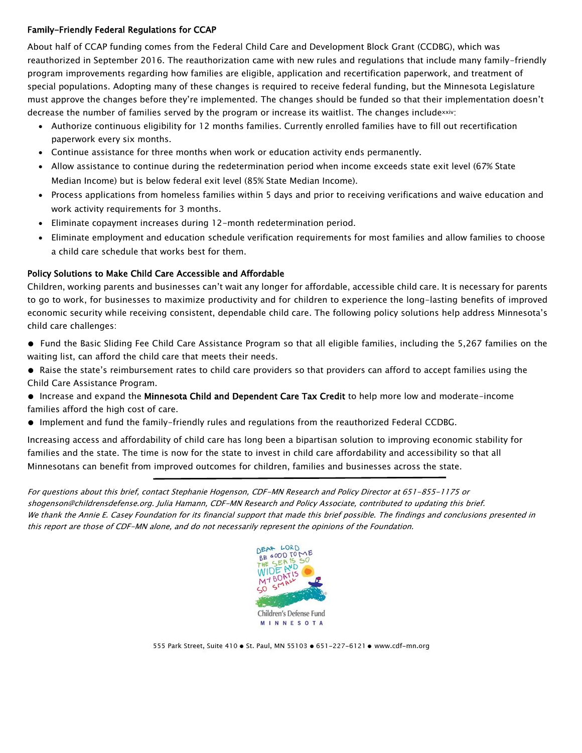### Family-Friendly Federal Regulations for CCAP

About half of CCAP funding comes from the Federal Child Care and Development Block Grant (CCDBG), which was reauthorized in September 2016. The reauthorization came with new rules and regulations that include many family-friendly program improvements regarding how families are eligible, application and recertification paperwork, and treatment of special populations. Adopting many of these changes is required to receive federal funding, but the Minnesota Legislature must approve the changes before they're implemented. The changes should be funded so that their implementation doesn't decrease the number of families served by the program or increase its waitlist. The changes include[xxiv]:

- Authorize continuous eligibility for 12 months families. Currently enrolled families have to fill out recertification paperwork every six months.
- Continue assistance for three months when work or education activity ends permanently.
- Allow assistance to continue during the redetermination period when income exceeds state exit level (67% State Median Income) but is below federal exit level (85% State Median Income).
- Process applications from homeless families within 5 days and prior to receiving verifications and waive education and work activity requirements for 3 months.
- Eliminate copayment increases during 12-month redetermination period.
- Eliminate employment and education schedule verification requirements for most families and allow families to choose a child care schedule that works best for them.

### Policy Solutions to Make Child Care Accessible and Affordable

Children, working parents and businesses can't wait any longer for affordable, accessible child care. It is necessary for parents to go to work, for businesses to maximize productivity and for children to experience the long-lasting benefits of improved economic security while receiving consistent, dependable child care. The following policy solutions help address Minnesota's child care challenges:

- Fund the Basic Sliding Fee Child Care Assistance Program so that all eligible families, including the 5,267 families on the waiting list, can afford the child care that meets their needs.
- Raise the state's reimbursement rates to child care providers so that providers can afford to accept families using the Child Care Assistance Program.
- Increase and expand the **Minnesota Child and Dependent Care Tax Credit** to help more low and moderate-income families afford the high cost of care.
- Implement and fund the family-friendly rules and regulations from the reauthorized Federal CCDBG.

Increasing access and affordability of child care has long been a bipartisan solution to improving economic stability for families and the state. The time is now for the state to invest in child care affordability and accessibility so that all Minnesotans can benefit from improved outcomes for children, families and businesses across the state.

---

*For questions about this brief, contact Stephanie Hogenson, CDF-MN Research and Policy Director at 651-855-1175 or shogenson@childrensdefense.org. Julia Hamann, CDF-MN Research and Policy Associate, contributed to updating this brief.*
*We thank the Annie E. Casey Foundation for its financial support that made this brief possible. The findings and conclusions presented in this report are those of CDF-MN alone, and do not necessarily represent the opinions of the Foundation.*

Children's Defense Fund
MINNESOTA

555 Park Street, Suite 410 ● St. Paul, MN 55103 ● 651-227-6121 ● www.cdf-mn.org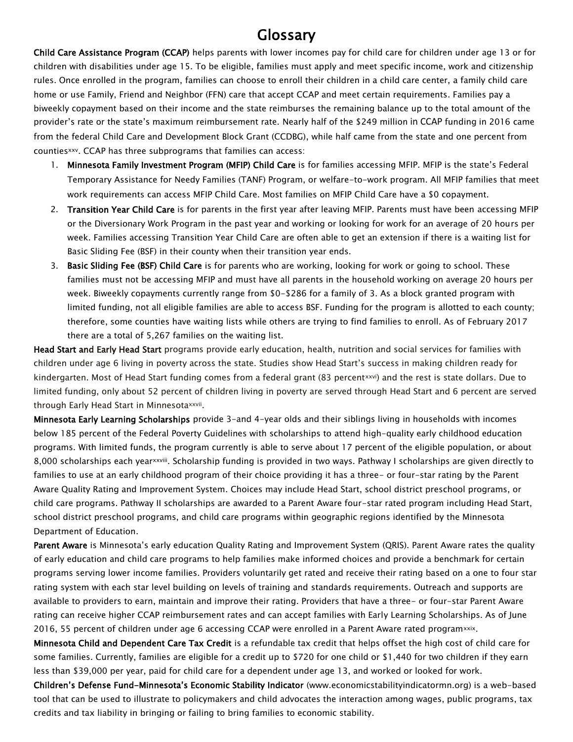# Glossary

**Child Care Assistance Program (CCAP)** helps parents with lower incomes pay for child care for children under age 13 or for children with disabilities under age 15. To be eligible, families must apply and meet specific income, work and citizenship rules. Once enrolled in the program, families can choose to enroll their children in a child care center, a family child care home or use Family, Friend and Neighbor (FFN) care that accept CCAP and meet certain requirements. Families pay a biweekly copayment based on their income and the state reimburses the remaining balance up to the total amount of the provider's rate or the state's maximum reimbursement rate. Nearly half of the $249 million in CCAP funding in 2016 came from the federal Child Care and Development Block Grant (CCDBG), while half came from the state and one percent from counties[xxv]. CCAP has three subprograms that families can access:

1. **Minnesota Family Investment Program (MFIP) Child Care** is for families accessing MFIP. MFIP is the state's Federal Temporary Assistance for Needy Families (TANF) Program, or welfare-to-work program. All MFIP families that meet work requirements can access MFIP Child Care. Most families on MFIP Child Care have a $0 copayment.
2. **Transition Year Child Care** is for parents in the first year after leaving MFIP. Parents must have been accessing MFIP or the Diversionary Work Program in the past year and working or looking for work for an average of 20 hours per week. Families accessing Transition Year Child Care are often able to get an extension if there is a waiting list for Basic Sliding Fee (BSF) in their county when their transition year ends.
3. **Basic Sliding Fee (BSF) Child Care** is for parents who are working, looking for work or going to school. These families must not be accessing MFIP and must have all parents in the household working on average 20 hours per week. Biweekly copayments currently range from $0-$286 for a family of 3. As a block granted program with limited funding, not all eligible families are able to access BSF. Funding for the program is allotted to each county; therefore, some counties have waiting lists while others are trying to find families to enroll. As of February 2017 there are a total of 5,267 families on the waiting list.

**Head Start and Early Head Start** programs provide early education, health, nutrition and social services for families with children under age 6 living in poverty across the state. Studies show Head Start's success in making children ready for kindergarten. Most of Head Start funding comes from a federal grant (83 percent[xxvi]) and the rest is state dollars. Due to limited funding, only about 52 percent of children living in poverty are served through Head Start and 6 percent are served through Early Head Start in Minnesota[xxvii].

**Minnesota Early Learning Scholarships** provide 3-and 4-year olds and their siblings living in households with incomes below 185 percent of the Federal Poverty Guidelines with scholarships to attend high-quality early childhood education programs. With limited funds, the program currently is able to serve about 17 percent of the eligible population, or about 8,000 scholarships each year[xxviii]. Scholarship funding is provided in two ways. Pathway I scholarships are given directly to families to use at an early childhood program of their choice providing it has a three- or four-star rating by the Parent Aware Quality Rating and Improvement System. Choices may include Head Start, school district preschool programs, or child care programs. Pathway II scholarships are awarded to a Parent Aware four-star rated program including Head Start, school district preschool programs, and child care programs within geographic regions identified by the Minnesota Department of Education.

**Parent Aware** is Minnesota's early education Quality Rating and Improvement System (QRIS). Parent Aware rates the quality of early education and child care programs to help families make informed choices and provide a benchmark for certain programs serving lower income families. Providers voluntarily get rated and receive their rating based on a one to four star rating system with each star level building on levels of training and standards requirements. Outreach and supports are available to providers to earn, maintain and improve their rating. Providers that have a three- or four-star Parent Aware rating can receive higher CCAP reimbursement rates and can accept families with Early Learning Scholarships. As of June 2016, 55 percent of children under age 6 accessing CCAP were enrolled in a Parent Aware rated program[xxix].

**Minnesota Child and Dependent Care Tax Credit** is a refundable tax credit that helps offset the high cost of child care for some families. Currently, families are eligible for a credit up to $720 for one child or $1,440 for two children if they earn less than $39,000 per year, paid for child care for a dependent under age 13, and worked or looked for work.

**Children's Defense Fund-Minnesota's Economic Stability Indicator** (www.economicstabilityindicatormn.org) is a web-based tool that can be used to illustrate to policymakers and child advocates the interaction among wages, public programs, tax credits and tax liability in bringing or failing to bring families to economic stability.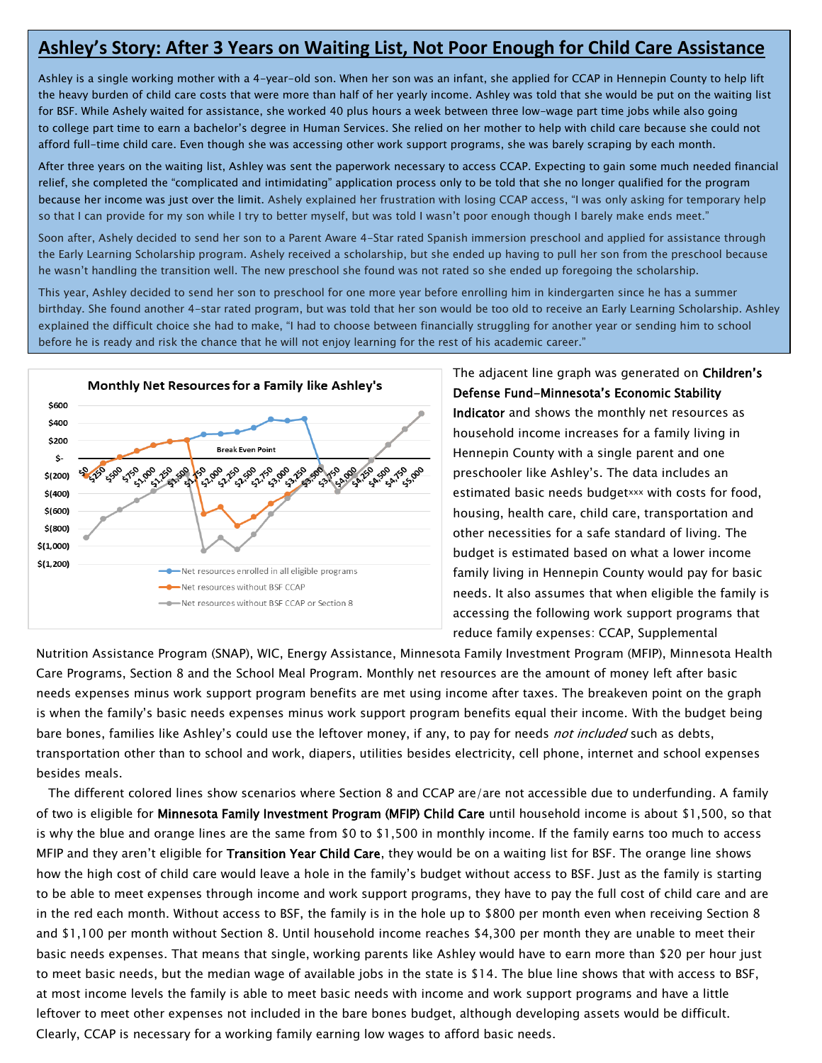## Ashley's Story: After 3 Years on Waiting List, Not Poor Enough for Child Care Assistance

Ashley is a single working mother with a 4-year-old son. When her son was an infant, she applied for CCAP in Hennepin County to help lift the heavy burden of child care costs that were more than half of her yearly income. Ashley was told that she would be put on the waiting list for BSF. While Ashely waited for assistance, she worked 40 plus hours a week between three low-wage part time jobs while also going to college part time to earn a bachelor's degree in Human Services. She relied on her mother to help with child care because she could not afford full-time child care. Even though she was accessing other work support programs, she was barely scraping by each month.

After three years on the waiting list, Ashley was sent the paperwork necessary to access CCAP. Expecting to gain some much needed financial relief, she completed the "complicated and intimidating" application process only to be told that she no longer qualified for the program because her income was just over the limit. Ashely explained her frustration with losing CCAP access, "I was only asking for temporary help so that I can provide for my son while I try to better myself, but was told I wasn't poor enough though I barely make ends meet."

Soon after, Ashely decided to send her son to a Parent Aware 4-Star rated Spanish immersion preschool and applied for assistance through the Early Learning Scholarship program. Ashely received a scholarship, but she ended up having to pull her son from the preschool because he wasn't handling the transition well. The new preschool she found was not rated so she ended up foregoing the scholarship.

This year, Ashley decided to send her son to preschool for one more year before enrolling him in kindergarten since he has a summer birthday. She found another 4-star rated program, but was told that her son would be too old to receive an Early Learning Scholarship. Ashley explained the difficult choice she had to make, "I had to choose between financially struggling for another year or sending him to school before he is ready and risk the chance that he will not enjoy learning for the rest of his academic career."

**Monthly Net Resources for a Family like Ashley's**

The adjacent line graph was generated on **Children's Defense Fund-Minnesota's Economic Stability Indicator** and shows the monthly net resources as household income increases for a family living in Hennepin County with a single parent and one preschooler like Ashley's. The data includes an estimated basic needs budget[xxx] with costs for food, housing, health care, child care, transportation and other necessities for a safe standard of living. The budget is estimated based on what a lower income family living in Hennepin County would pay for basic needs. It also assumes that when eligible the family is accessing the following work support programs that reduce family expenses: CCAP, Supplemental Nutrition Assistance Program (SNAP), WIC, Energy Assistance, Minnesota Family Investment Program (MFIP), Minnesota Health Care Programs, Section 8 and the School Meal Program. Monthly net resources are the amount of money left after basic needs expenses minus work support program benefits are met using income after taxes. The breakeven point on the graph is when the family's basic needs expenses minus work support program benefits equal their income. With the budget being bare bones, families like Ashley's could use the leftover money, if any, to pay for needs *not included* such as debts, transportation other than to school and work, diapers, utilities besides electricity, cell phone, internet and school expenses besides meals.

The different colored lines show scenarios where Section 8 and CCAP are/are not accessible due to underfunding. A family of two is eligible for **Minnesota Family Investment Program (MFIP) Child Care** until household income is about $1,500, so that is why the blue and orange lines are the same from $0 to $1,500 in monthly income. If the family earns too much to access MFIP and they aren't eligible for **Transition Year Child Care**, they would be on a waiting list for BSF. The orange line shows how the high cost of child care would leave a hole in the family's budget without access to BSF. Just as the family is starting to be able to meet expenses through income and work support programs, they have to pay the full cost of child care and are in the red each month. Without access to BSF, the family is in the hole up to $800 per month even when receiving Section 8 and $1,100 per month without Section 8. Until household income reaches $4,300 per month they are unable to meet their basic needs expenses. That means that single, working parents like Ashley would have to earn more than $20 per hour just to meet basic needs, but the median wage of available jobs in the state is $14. The blue line shows that with access to BSF, at most income levels the family is able to meet basic needs with income and work support programs and have a little leftover to meet other expenses not included in the bare bones budget, although developing assets would be difficult. Clearly, CCAP is necessary for a working family earning low wages to afford basic needs.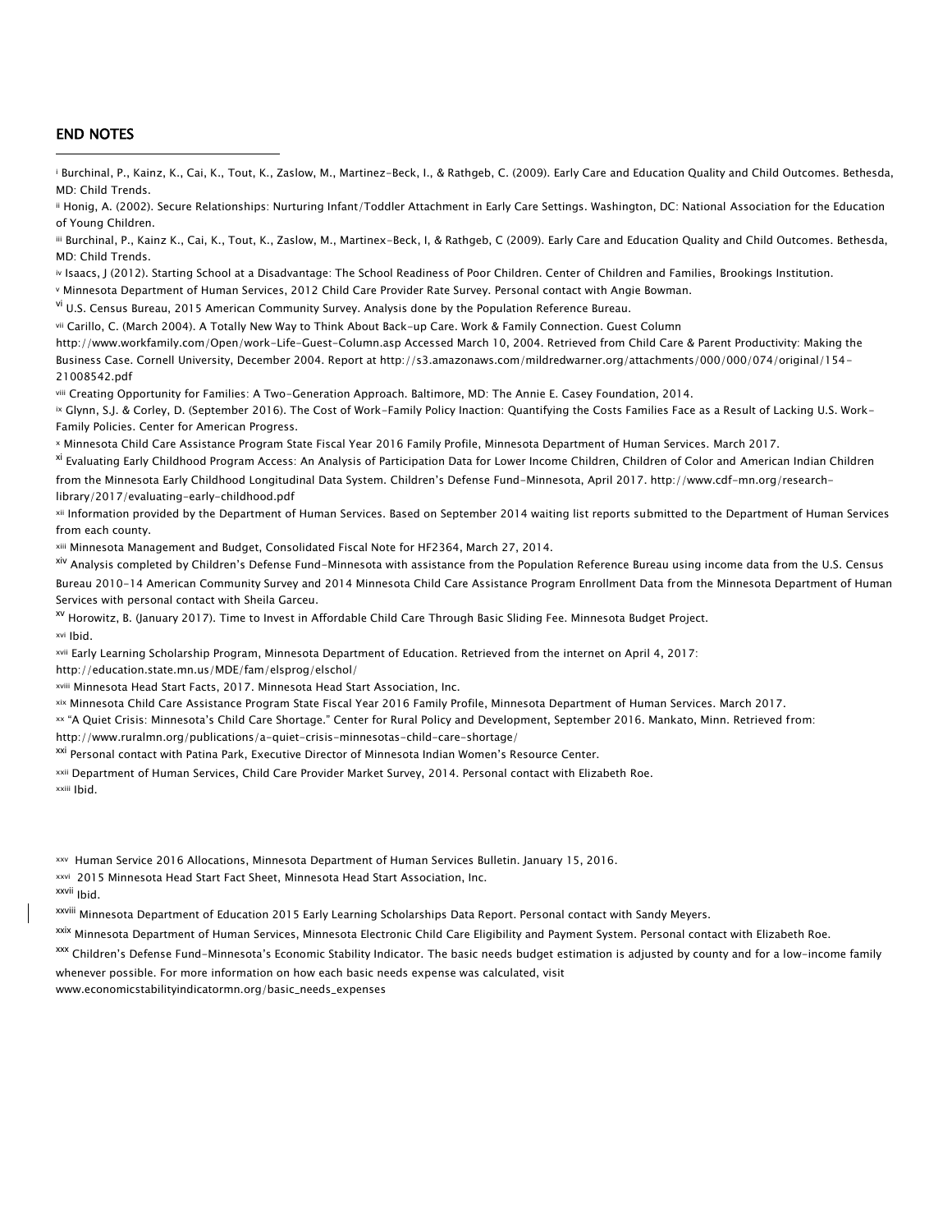## END NOTES

[i] Burchinal, P., Kainz, K., Cai, K., Tout, K., Zaslow, M., Martinez-Beck, I., & Rathgeb, C. (2009). Early Care and Education Quality and Child Outcomes. Bethesda, MD: Child Trends.

[ii] Honig, A. (2002). Secure Relationships: Nurturing Infant/Toddler Attachment in Early Care Settings. Washington, DC: National Association for the Education of Young Children.

[iii] Burchinal, P., Kainz K., Cai, K., Tout, K., Zaslow, M., Martinex-Beck, I, & Rathgeb, C (2009). Early Care and Education Quality and Child Outcomes. Bethesda, MD: Child Trends.

[iv] Isaacs, J (2012). Starting School at a Disadvantage: The School Readiness of Poor Children. Center of Children and Families, Brookings Institution.

[v] Minnesota Department of Human Services, 2012 Child Care Provider Rate Survey. Personal contact with Angie Bowman.

[vi] U.S. Census Bureau, 2015 American Community Survey. Analysis done by the Population Reference Bureau.

[vii] Carillo, C. (March 2004). A Totally New Way to Think About Back-up Care. Work & Family Connection. Guest Column http://www.workfamily.com/Open/work-Life-Guest-Column.asp Accessed March 10, 2004. Retrieved from Child Care & Parent Productivity: Making the Business Case. Cornell University, December 2004. Report at http://s3.amazonaws.com/mildredwarner.org/attachments/000/000/074/original/154-21008542.pdf

[viii] Creating Opportunity for Families: A Two-Generation Approach. Baltimore, MD: The Annie E. Casey Foundation, 2014.

[ix] Glynn, S.J. & Corley, D. (September 2016). The Cost of Work-Family Policy Inaction: Quantifying the Costs Families Face as a Result of Lacking U.S. Work-Family Policies. Center for American Progress.

[x] Minnesota Child Care Assistance Program State Fiscal Year 2016 Family Profile, Minnesota Department of Human Services. March 2017.

[xi] Evaluating Early Childhood Program Access: An Analysis of Participation Data for Lower Income Children, Children of Color and American Indian Children from the Minnesota Early Childhood Longitudinal Data System. Children's Defense Fund-Minnesota, April 2017. http://www.cdf-mn.org/research-library/2017/evaluating-early-childhood.pdf

[xii] Information provided by the Department of Human Services. Based on September 2014 waiting list reports submitted to the Department of Human Services from each county.

[xiii] Minnesota Management and Budget, Consolidated Fiscal Note for HF2364, March 27, 2014.

[xiv] Analysis completed by Children's Defense Fund-Minnesota with assistance from the Population Reference Bureau using income data from the U.S. Census Bureau 2010-14 American Community Survey and 2014 Minnesota Child Care Assistance Program Enrollment Data from the Minnesota Department of Human Services with personal contact with Sheila Garceu.

[xv] Horowitz, B. (January 2017). Time to Invest in Affordable Child Care Through Basic Sliding Fee. Minnesota Budget Project.

[xvi] Ibid.

[xvii] Early Learning Scholarship Program, Minnesota Department of Education. Retrieved from the internet on April 4, 2017: http://education.state.mn.us/MDE/fam/elsprog/elschol/

[xviii] Minnesota Head Start Facts, 2017. Minnesota Head Start Association, Inc.

[xix] Minnesota Child Care Assistance Program State Fiscal Year 2016 Family Profile, Minnesota Department of Human Services. March 2017.

[xx] "A Quiet Crisis: Minnesota's Child Care Shortage." Center for Rural Policy and Development, September 2016. Mankato, Minn. Retrieved from: http://www.ruralmn.org/publications/a-quiet-crisis-minnesotas-child-care-shortage/

[xxi] Personal contact with Patina Park, Executive Director of Minnesota Indian Women's Resource Center.

[xxii] Department of Human Services, Child Care Provider Market Survey, 2014. Personal contact with Elizabeth Roe.

[xxiii] Ibid.

[xxv] Human Service 2016 Allocations, Minnesota Department of Human Services Bulletin. January 15, 2016.

[xxvi] 2015 Minnesota Head Start Fact Sheet, Minnesota Head Start Association, Inc.

[xxvii] Ibid.

[xxviii] Minnesota Department of Education 2015 Early Learning Scholarships Data Report. Personal contact with Sandy Meyers.

[xxix] Minnesota Department of Human Services, Minnesota Electronic Child Care Eligibility and Payment System. Personal contact with Elizabeth Roe.

[xxx] Children's Defense Fund-Minnesota's Economic Stability Indicator. The basic needs budget estimation is adjusted by county and for a low-income family whenever possible. For more information on how each basic needs expense was calculated, visit www.economicstabilityindicatormn.org/basic_needs_expenses